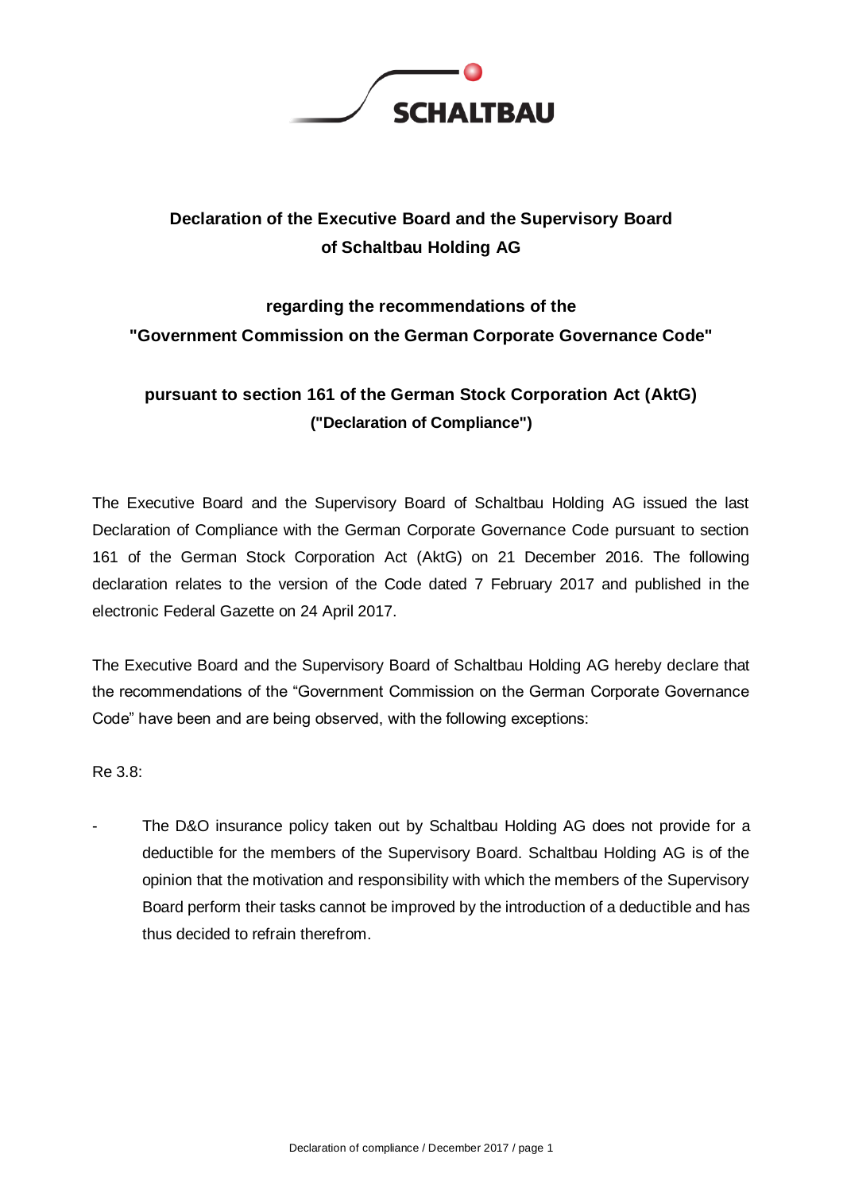# Declaration of the Executive Board and the Supervisory Board of Schaltbau Holding AG

## regarding the recommendations of the "Government Commission on the German Corporate Governance Code"

## pursuant to section 161 of the German Stock Corporation Act (AktG) ("Declaration of Compliance")

The Executive Board and the Supervisory Board of Schaltbau Holding AG issued the last Declaration of Compliance with the German Corporate Governance Code pursuant to section 161 of the German Stock Corporation Act (AktG) on 21 December 2016. The following declaration relates to the version of the Code dated 7 February 2017 and published in the electronic Federal Gazette on 24 April 2017.

The Executive Board and the Supervisory Board of Schaltbau Holding AG hereby declare that the recommendations of the "Government Commission on the German Corporate Governance Code" have been and are being observed, with the following exceptions:

Re 3.8:

- The D&O insurance policy taken out by Schaltbau Holding AG does not provide for a deductible for the members of the Supervisory Board. Schaltbau Holding AG is of the opinion that the motivation and responsibility with which the members of the Supervisory Board perform their tasks cannot be improved by the introduction of a deductible and has thus decided to refrain therefrom.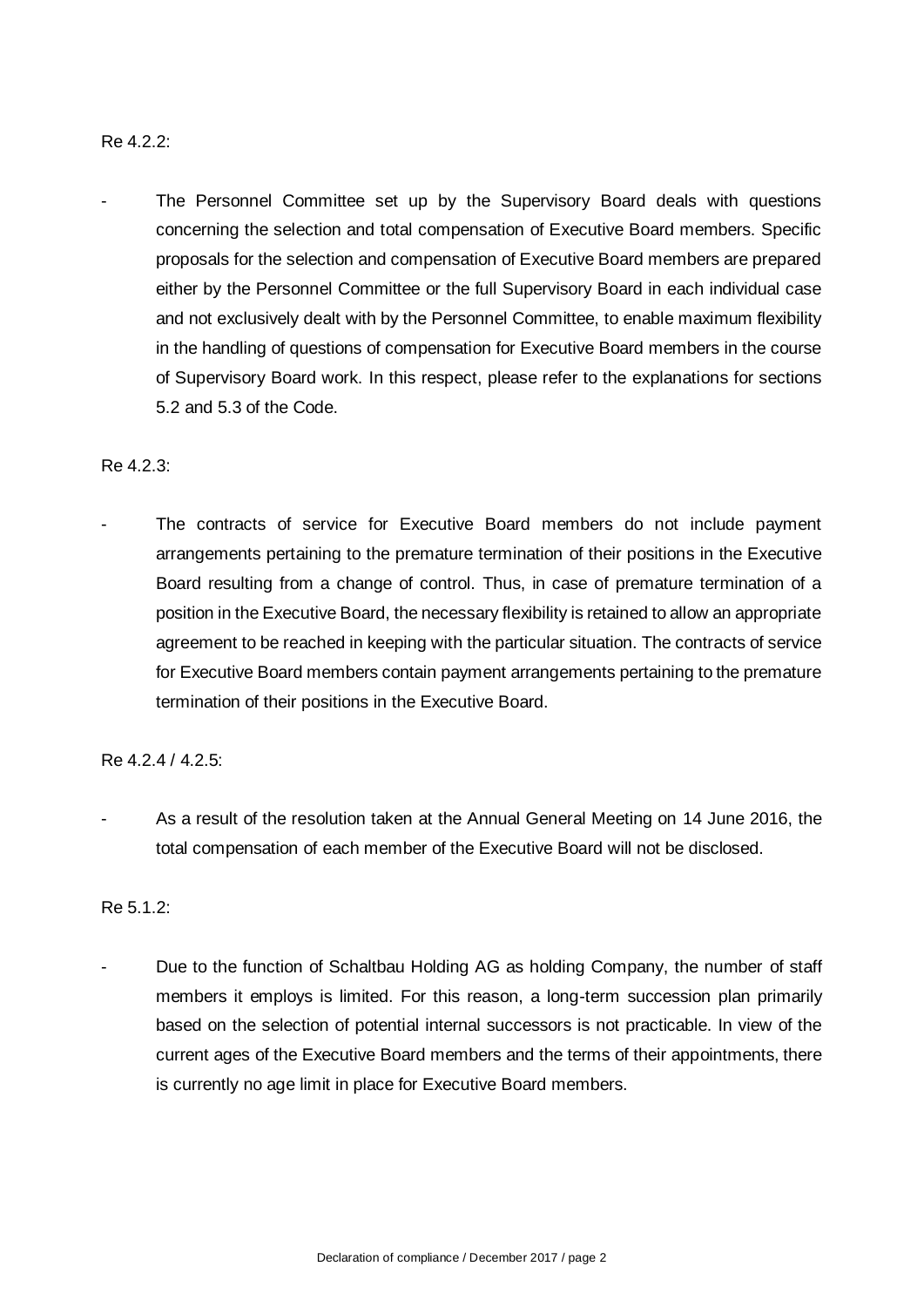Re 4.2.2:

- The Personnel Committee set up by the Supervisory Board deals with questions concerning the selection and total compensation of Executive Board members. Specific proposals for the selection and compensation of Executive Board members are prepared either by the Personnel Committee or the full Supervisory Board in each individual case and not exclusively dealt with by the Personnel Committee, to enable maximum flexibility in the handling of questions of compensation for Executive Board members in the course of Supervisory Board work. In this respect, please refer to the explanations for sections 5.2 and 5.3 of the Code.

Re 4.2.3:

- The contracts of service for Executive Board members do not include payment arrangements pertaining to the premature termination of their positions in the Executive Board resulting from a change of control. Thus, in case of premature termination of a position in the Executive Board, the necessary flexibility is retained to allow an appropriate agreement to be reached in keeping with the particular situation. The contracts of service for Executive Board members contain payment arrangements pertaining to the premature termination of their positions in the Executive Board.

Re 4.2.4 / 4.2.5:

- As a result of the resolution taken at the Annual General Meeting on 14 June 2016, the total compensation of each member of the Executive Board will not be disclosed.

Re 5.1.2:

- Due to the function of Schaltbau Holding AG as holding Company, the number of staff members it employs is limited. For this reason, a long-term succession plan primarily based on the selection of potential internal successors is not practicable. In view of the current ages of the Executive Board members and the terms of their appointments, there is currently no age limit in place for Executive Board members.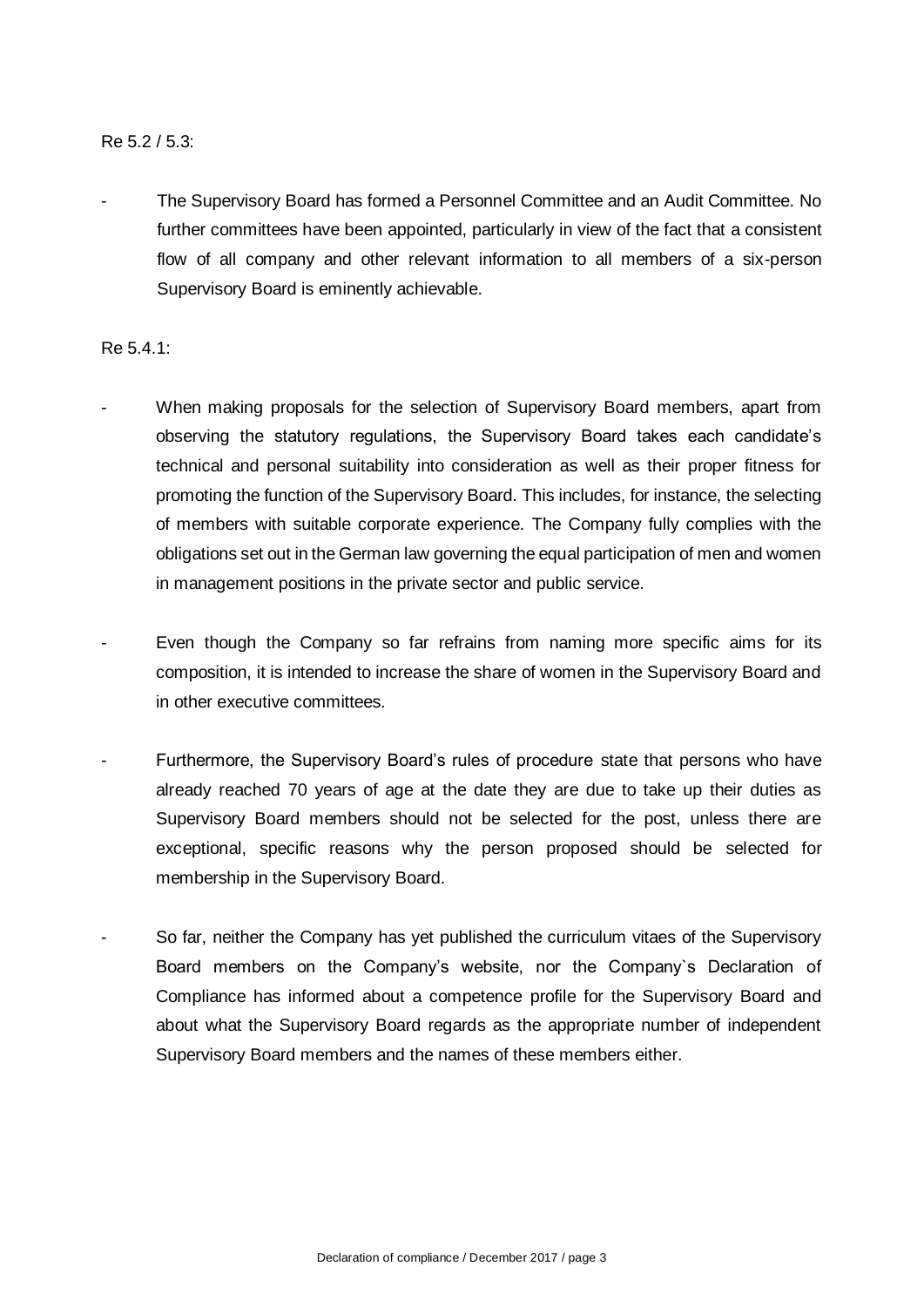Re 5.2 / 5.3:

- The Supervisory Board has formed a Personnel Committee and an Audit Committee. No further committees have been appointed, particularly in view of the fact that a consistent flow of all company and other relevant information to all members of a six-person Supervisory Board is eminently achievable.

Re 5.4.1:

- When making proposals for the selection of Supervisory Board members, apart from observing the statutory regulations, the Supervisory Board takes each candidate's technical and personal suitability into consideration as well as their proper fitness for promoting the function of the Supervisory Board. This includes, for instance, the selecting of members with suitable corporate experience. The Company fully complies with the obligations set out in the German law governing the equal participation of men and women in management positions in the private sector and public service.

- Even though the Company so far refrains from naming more specific aims for its composition, it is intended to increase the share of women in the Supervisory Board and in other executive committees.

- Furthermore, the Supervisory Board's rules of procedure state that persons who have already reached 70 years of age at the date they are due to take up their duties as Supervisory Board members should not be selected for the post, unless there are exceptional, specific reasons why the person proposed should be selected for membership in the Supervisory Board.

- So far, neither the Company has yet published the curriculum vitaes of the Supervisory Board members on the Company's website, nor the Company`s Declaration of Compliance has informed about a competence profile for the Supervisory Board and about what the Supervisory Board regards as the appropriate number of independent Supervisory Board members and the names of these members either.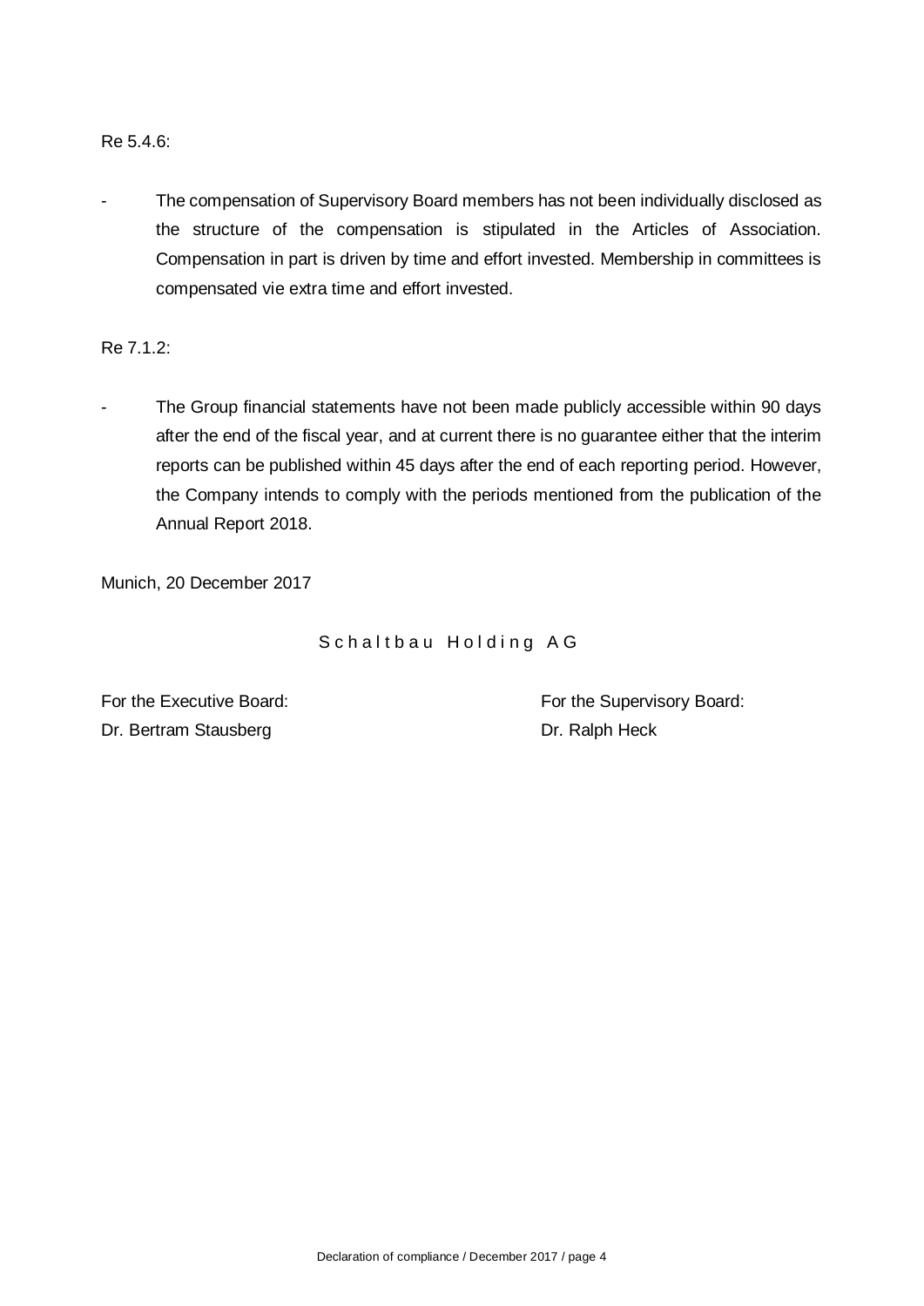Re 5.4.6:

- The compensation of Supervisory Board members has not been individually disclosed as the structure of the compensation is stipulated in the Articles of Association. Compensation in part is driven by time and effort invested. Membership in committees is compensated vie extra time and effort invested.

Re 7.1.2:

- The Group financial statements have not been made publicly accessible within 90 days after the end of the fiscal year, and at current there is no guarantee either that the interim reports can be published within 45 days after the end of each reporting period. However, the Company intends to comply with the periods mentioned from the publication of the Annual Report 2018.

Munich, 20 December 2017

Schaltbau Holding AG

For the Executive Board:
Dr. Bertram Stausberg

For the Supervisory Board:
Dr. Ralph Heck